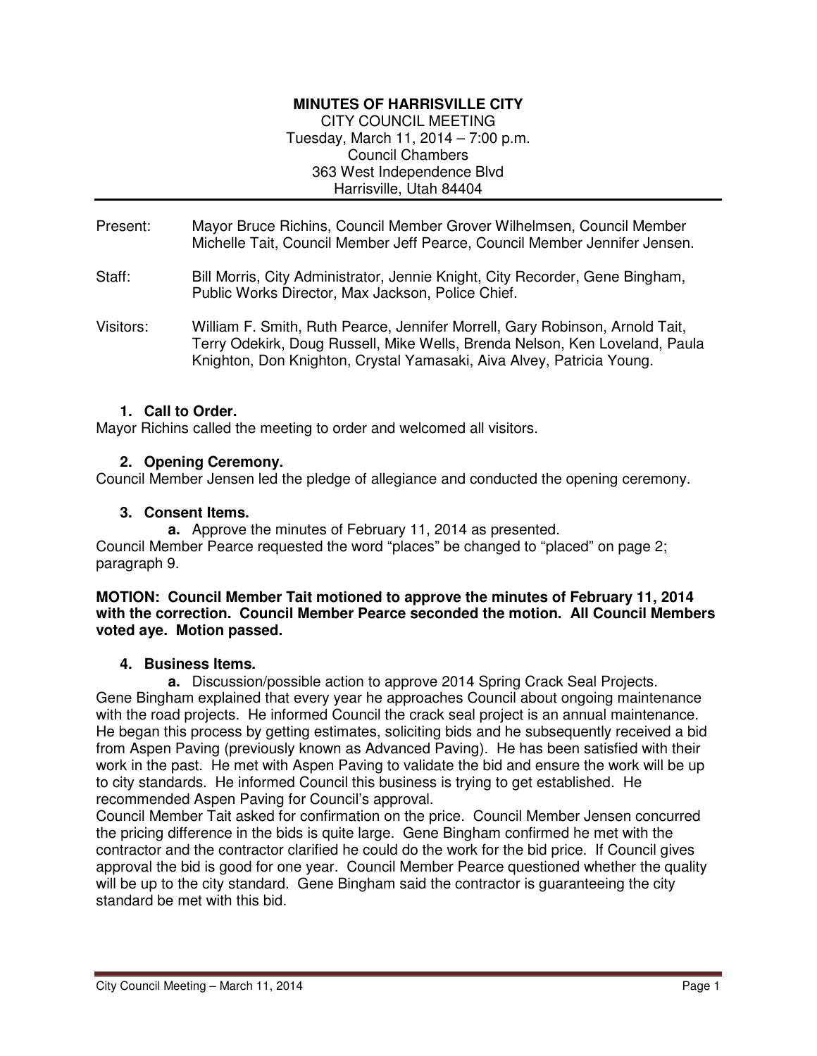**MINUTES OF HARRISVILLE CITY**
CITY COUNCIL MEETING
Tuesday, March 11, 2014 – 7:00 p.m.
Council Chambers
363 West Independence Blvd
Harrisville, Utah 84404

---

Present: Mayor Bruce Richins, Council Member Grover Wilhelmsen, Council Member Michelle Tait, Council Member Jeff Pearce, Council Member Jennifer Jensen.

Staff: Bill Morris, City Administrator, Jennie Knight, City Recorder, Gene Bingham, Public Works Director, Max Jackson, Police Chief.

Visitors: William F. Smith, Ruth Pearce, Jennifer Morrell, Gary Robinson, Arnold Tait, Terry Odekirk, Doug Russell, Mike Wells, Brenda Nelson, Ken Loveland, Paula Knighton, Don Knighton, Crystal Yamasaki, Aiva Alvey, Patricia Young.

1. **Call to Order.**

Mayor Richins called the meeting to order and welcomed all visitors.

2. **Opening Ceremony.**

Council Member Jensen led the pledge of allegiance and conducted the opening ceremony.

3. **Consent Items.**

   **a.** Approve the minutes of February 11, 2014 as presented.

Council Member Pearce requested the word "places" be changed to "placed" on page 2; paragraph 9.

**MOTION: Council Member Tait motioned to approve the minutes of February 11, 2014 with the correction. Council Member Pearce seconded the motion. All Council Members voted aye. Motion passed.**

4. **Business Items.**

   **a.** Discussion/possible action to approve 2014 Spring Crack Seal Projects.

Gene Bingham explained that every year he approaches Council about ongoing maintenance with the road projects. He informed Council the crack seal project is an annual maintenance. He began this process by getting estimates, soliciting bids and he subsequently received a bid from Aspen Paving (previously known as Advanced Paving). He has been satisfied with their work in the past. He met with Aspen Paving to validate the bid and ensure the work will be up to city standards. He informed Council this business is trying to get established. He recommended Aspen Paving for Council's approval.

Council Member Tait asked for confirmation on the price. Council Member Jensen concurred the pricing difference in the bids is quite large. Gene Bingham confirmed he met with the contractor and the contractor clarified he could do the work for the bid price. If Council gives approval the bid is good for one year. Council Member Pearce questioned whether the quality will be up to the city standard. Gene Bingham said the contractor is guaranteeing the city standard be met with this bid.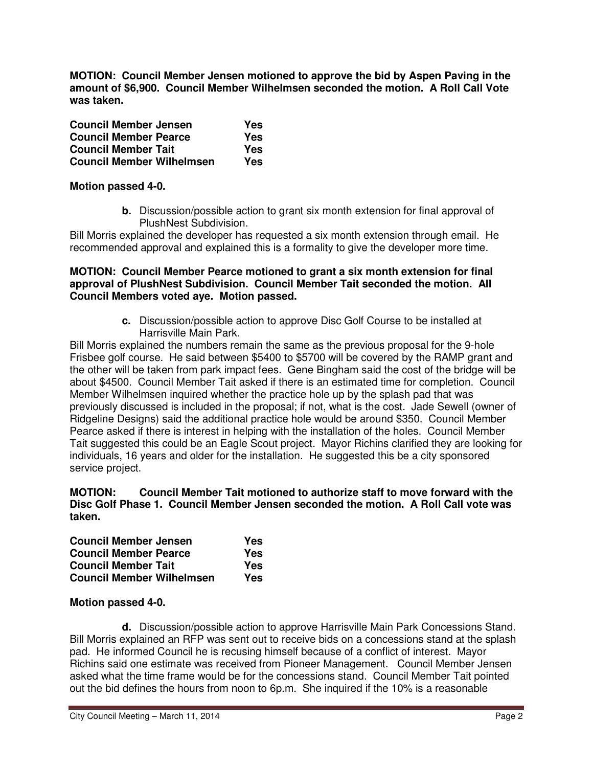**MOTION: Council Member Jensen motioned to approve the bid by Aspen Paving in the amount of $6,900. Council Member Wilhelmsen seconded the motion. A Roll Call Vote was taken.**

| | |
|---|---|
| **Council Member Jensen** | **Yes** |
| **Council Member Pearce** | **Yes** |
| **Council Member Tait** | **Yes** |
| **Council Member Wilhelmsen** | **Yes** |

**Motion passed 4-0.**

**b.** Discussion/possible action to grant six month extension for final approval of PlushNest Subdivision.

Bill Morris explained the developer has requested a six month extension through email. He recommended approval and explained this is a formality to give the developer more time.

**MOTION: Council Member Pearce motioned to grant a six month extension for final approval of PlushNest Subdivision. Council Member Tait seconded the motion. All Council Members voted aye. Motion passed.**

**c.** Discussion/possible action to approve Disc Golf Course to be installed at Harrisville Main Park.

Bill Morris explained the numbers remain the same as the previous proposal for the 9-hole Frisbee golf course. He said between $5400 to $5700 will be covered by the RAMP grant and the other will be taken from park impact fees. Gene Bingham said the cost of the bridge will be about $4500. Council Member Tait asked if there is an estimated time for completion. Council Member Wilhelmsen inquired whether the practice hole up by the splash pad that was previously discussed is included in the proposal; if not, what is the cost. Jade Sewell (owner of Ridgeline Designs) said the additional practice hole would be around $350. Council Member Pearce asked if there is interest in helping with the installation of the holes. Council Member Tait suggested this could be an Eagle Scout project. Mayor Richins clarified they are looking for individuals, 16 years and older for the installation. He suggested this be a city sponsored service project.

**MOTION: Council Member Tait motioned to authorize staff to move forward with the Disc Golf Phase 1. Council Member Jensen seconded the motion. A Roll Call vote was taken.**

| | |
|---|---|
| **Council Member Jensen** | **Yes** |
| **Council Member Pearce** | **Yes** |
| **Council Member Tait** | **Yes** |
| **Council Member Wilhelmsen** | **Yes** |

**Motion passed 4-0.**

**d.** Discussion/possible action to approve Harrisville Main Park Concessions Stand.

Bill Morris explained an RFP was sent out to receive bids on a concessions stand at the splash pad. He informed Council he is recusing himself because of a conflict of interest. Mayor Richins said one estimate was received from Pioneer Management. Council Member Jensen asked what the time frame would be for the concessions stand. Council Member Tait pointed out the bid defines the hours from noon to 6p.m. She inquired if the 10% is a reasonable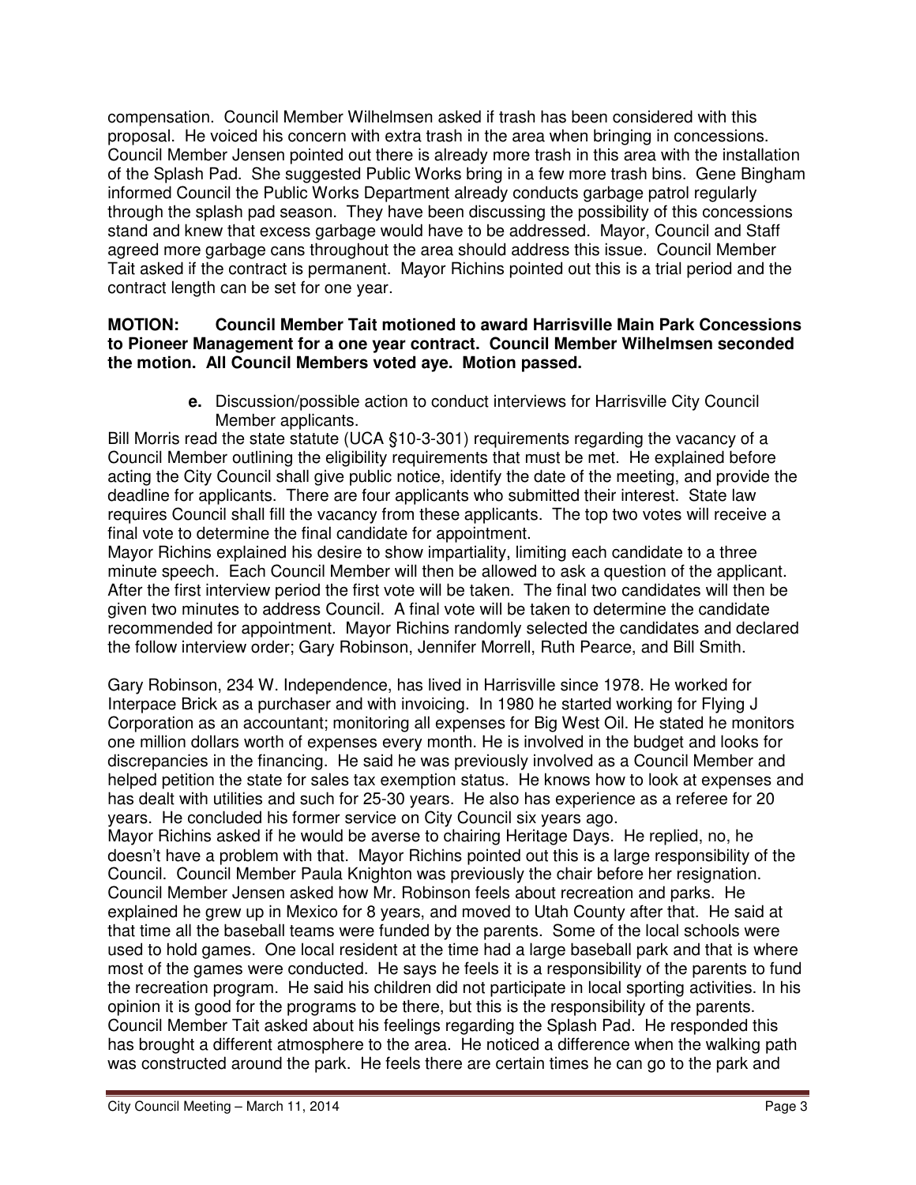compensation. Council Member Wilhelmsen asked if trash has been considered with this proposal. He voiced his concern with extra trash in the area when bringing in concessions. Council Member Jensen pointed out there is already more trash in this area with the installation of the Splash Pad. She suggested Public Works bring in a few more trash bins. Gene Bingham informed Council the Public Works Department already conducts garbage patrol regularly through the splash pad season. They have been discussing the possibility of this concessions stand and knew that excess garbage would have to be addressed. Mayor, Council and Staff agreed more garbage cans throughout the area should address this issue. Council Member Tait asked if the contract is permanent. Mayor Richins pointed out this is a trial period and the contract length can be set for one year.

**MOTION: Council Member Tait motioned to award Harrisville Main Park Concessions to Pioneer Management for a one year contract. Council Member Wilhelmsen seconded the motion. All Council Members voted aye. Motion passed.**

**e.** Discussion/possible action to conduct interviews for Harrisville City Council Member applicants.

Bill Morris read the state statute (UCA §10-3-301) requirements regarding the vacancy of a Council Member outlining the eligibility requirements that must be met. He explained before acting the City Council shall give public notice, identify the date of the meeting, and provide the deadline for applicants. There are four applicants who submitted their interest. State law requires Council shall fill the vacancy from these applicants. The top two votes will receive a final vote to determine the final candidate for appointment.

Mayor Richins explained his desire to show impartiality, limiting each candidate to a three minute speech. Each Council Member will then be allowed to ask a question of the applicant. After the first interview period the first vote will be taken. The final two candidates will then be given two minutes to address Council. A final vote will be taken to determine the candidate recommended for appointment. Mayor Richins randomly selected the candidates and declared the follow interview order; Gary Robinson, Jennifer Morrell, Ruth Pearce, and Bill Smith.

Gary Robinson, 234 W. Independence, has lived in Harrisville since 1978. He worked for Interpace Brick as a purchaser and with invoicing. In 1980 he started working for Flying J Corporation as an accountant; monitoring all expenses for Big West Oil. He stated he monitors one million dollars worth of expenses every month. He is involved in the budget and looks for discrepancies in the financing. He said he was previously involved as a Council Member and helped petition the state for sales tax exemption status. He knows how to look at expenses and has dealt with utilities and such for 25-30 years. He also has experience as a referee for 20 years. He concluded his former service on City Council six years ago.

Mayor Richins asked if he would be averse to chairing Heritage Days. He replied, no, he doesn't have a problem with that. Mayor Richins pointed out this is a large responsibility of the Council. Council Member Paula Knighton was previously the chair before her resignation. Council Member Jensen asked how Mr. Robinson feels about recreation and parks. He explained he grew up in Mexico for 8 years, and moved to Utah County after that. He said at that time all the baseball teams were funded by the parents. Some of the local schools were used to hold games. One local resident at the time had a large baseball park and that is where most of the games were conducted. He says he feels it is a responsibility of the parents to fund the recreation program. He said his children did not participate in local sporting activities. In his opinion it is good for the programs to be there, but this is the responsibility of the parents. Council Member Tait asked about his feelings regarding the Splash Pad. He responded this has brought a different atmosphere to the area. He noticed a difference when the walking path was constructed around the park. He feels there are certain times he can go to the park and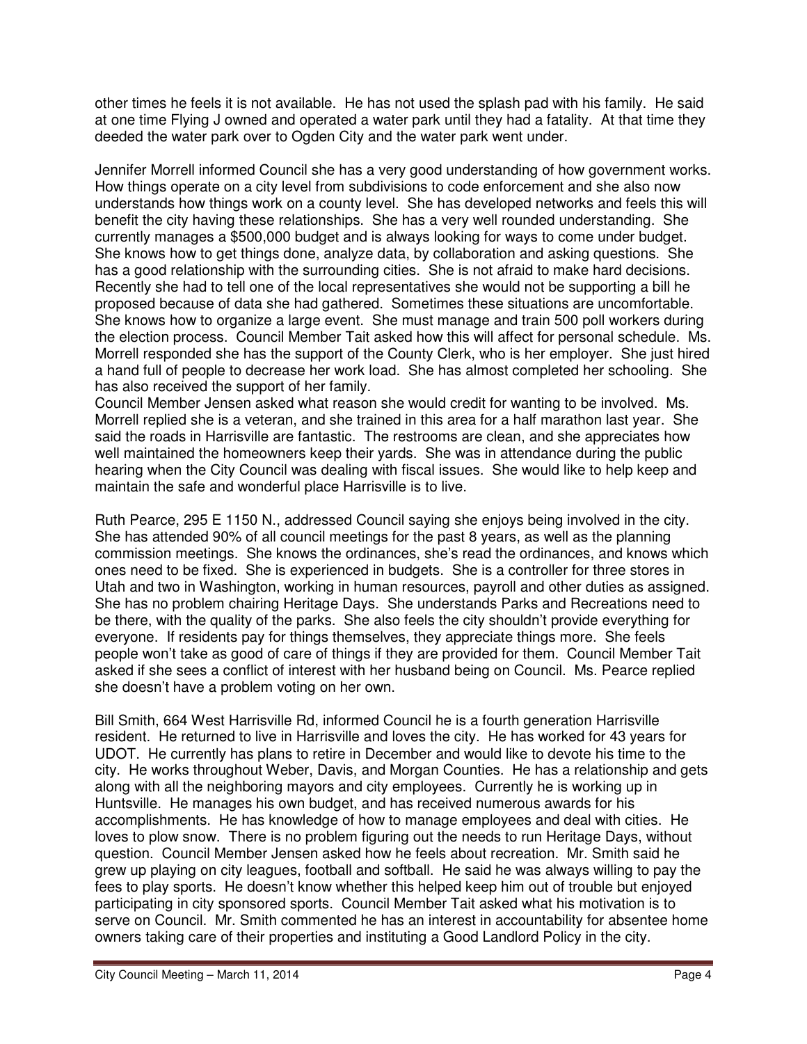other times he feels it is not available. He has not used the splash pad with his family. He said at one time Flying J owned and operated a water park until they had a fatality. At that time they deeded the water park over to Ogden City and the water park went under.

Jennifer Morrell informed Council she has a very good understanding of how government works. How things operate on a city level from subdivisions to code enforcement and she also now understands how things work on a county level. She has developed networks and feels this will benefit the city having these relationships. She has a very well rounded understanding. She currently manages a $500,000 budget and is always looking for ways to come under budget. She knows how to get things done, analyze data, by collaboration and asking questions. She has a good relationship with the surrounding cities. She is not afraid to make hard decisions. Recently she had to tell one of the local representatives she would not be supporting a bill he proposed because of data she had gathered. Sometimes these situations are uncomfortable. She knows how to organize a large event. She must manage and train 500 poll workers during the election process. Council Member Tait asked how this will affect for personal schedule. Ms. Morrell responded she has the support of the County Clerk, who is her employer. She just hired a hand full of people to decrease her work load. She has almost completed her schooling. She has also received the support of her family.
Council Member Jensen asked what reason she would credit for wanting to be involved. Ms. Morrell replied she is a veteran, and she trained in this area for a half marathon last year. She said the roads in Harrisville are fantastic. The restrooms are clean, and she appreciates how well maintained the homeowners keep their yards. She was in attendance during the public hearing when the City Council was dealing with fiscal issues. She would like to help keep and maintain the safe and wonderful place Harrisville is to live.

Ruth Pearce, 295 E 1150 N., addressed Council saying she enjoys being involved in the city. She has attended 90% of all council meetings for the past 8 years, as well as the planning commission meetings. She knows the ordinances, she's read the ordinances, and knows which ones need to be fixed. She is experienced in budgets. She is a controller for three stores in Utah and two in Washington, working in human resources, payroll and other duties as assigned. She has no problem chairing Heritage Days. She understands Parks and Recreations need to be there, with the quality of the parks. She also feels the city shouldn't provide everything for everyone. If residents pay for things themselves, they appreciate things more. She feels people won't take as good of care of things if they are provided for them. Council Member Tait asked if she sees a conflict of interest with her husband being on Council. Ms. Pearce replied she doesn't have a problem voting on her own.

Bill Smith, 664 West Harrisville Rd, informed Council he is a fourth generation Harrisville resident. He returned to live in Harrisville and loves the city. He has worked for 43 years for UDOT. He currently has plans to retire in December and would like to devote his time to the city. He works throughout Weber, Davis, and Morgan Counties. He has a relationship and gets along with all the neighboring mayors and city employees. Currently he is working up in Huntsville. He manages his own budget, and has received numerous awards for his accomplishments. He has knowledge of how to manage employees and deal with cities. He loves to plow snow. There is no problem figuring out the needs to run Heritage Days, without question. Council Member Jensen asked how he feels about recreation. Mr. Smith said he grew up playing on city leagues, football and softball. He said he was always willing to pay the fees to play sports. He doesn't know whether this helped keep him out of trouble but enjoyed participating in city sponsored sports. Council Member Tait asked what his motivation is to serve on Council. Mr. Smith commented he has an interest in accountability for absentee home owners taking care of their properties and instituting a Good Landlord Policy in the city.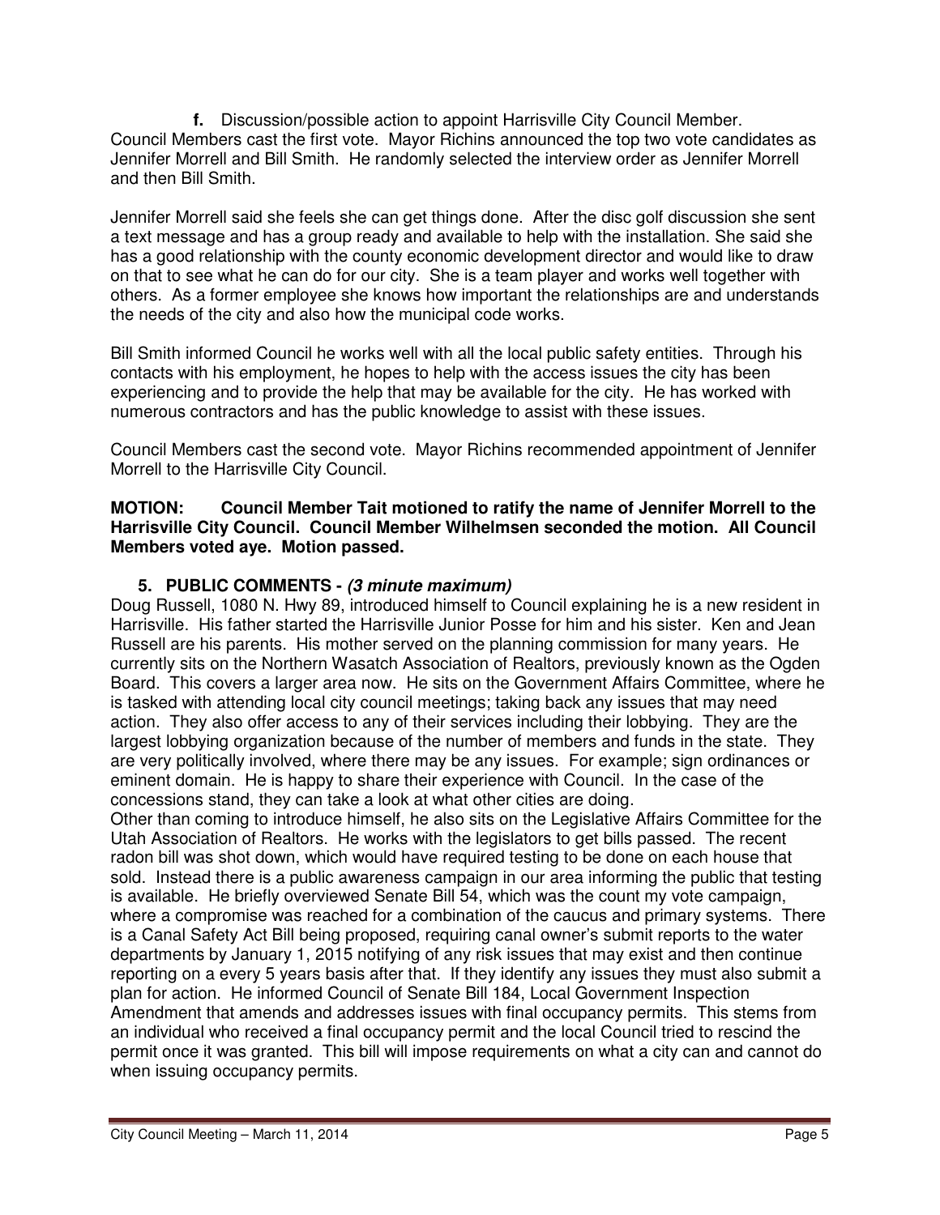**f.** Discussion/possible action to appoint Harrisville City Council Member. Council Members cast the first vote. Mayor Richins announced the top two vote candidates as Jennifer Morrell and Bill Smith. He randomly selected the interview order as Jennifer Morrell and then Bill Smith.

Jennifer Morrell said she feels she can get things done. After the disc golf discussion she sent a text message and has a group ready and available to help with the installation. She said she has a good relationship with the county economic development director and would like to draw on that to see what he can do for our city. She is a team player and works well together with others. As a former employee she knows how important the relationships are and understands the needs of the city and also how the municipal code works.

Bill Smith informed Council he works well with all the local public safety entities. Through his contacts with his employment, he hopes to help with the access issues the city has been experiencing and to provide the help that may be available for the city. He has worked with numerous contractors and has the public knowledge to assist with these issues.

Council Members cast the second vote. Mayor Richins recommended appointment of Jennifer Morrell to the Harrisville City Council.

**MOTION: Council Member Tait motioned to ratify the name of Jennifer Morrell to the Harrisville City Council. Council Member Wilhelmsen seconded the motion. All Council Members voted aye. Motion passed.**

**5. PUBLIC COMMENTS - *(3 minute maximum)***

Doug Russell, 1080 N. Hwy 89, introduced himself to Council explaining he is a new resident in Harrisville. His father started the Harrisville Junior Posse for him and his sister. Ken and Jean Russell are his parents. His mother served on the planning commission for many years. He currently sits on the Northern Wasatch Association of Realtors, previously known as the Ogden Board. This covers a larger area now. He sits on the Government Affairs Committee, where he is tasked with attending local city council meetings; taking back any issues that may need action. They also offer access to any of their services including their lobbying. They are the largest lobbying organization because of the number of members and funds in the state. They are very politically involved, where there may be any issues. For example; sign ordinances or eminent domain. He is happy to share their experience with Council. In the case of the concessions stand, they can take a look at what other cities are doing.

Other than coming to introduce himself, he also sits on the Legislative Affairs Committee for the Utah Association of Realtors. He works with the legislators to get bills passed. The recent radon bill was shot down, which would have required testing to be done on each house that sold. Instead there is a public awareness campaign in our area informing the public that testing is available. He briefly overviewed Senate Bill 54, which was the count my vote campaign, where a compromise was reached for a combination of the caucus and primary systems. There is a Canal Safety Act Bill being proposed, requiring canal owner's submit reports to the water departments by January 1, 2015 notifying of any risk issues that may exist and then continue reporting on a every 5 years basis after that. If they identify any issues they must also submit a plan for action. He informed Council of Senate Bill 184, Local Government Inspection Amendment that amends and addresses issues with final occupancy permits. This stems from an individual who received a final occupancy permit and the local Council tried to rescind the permit once it was granted. This bill will impose requirements on what a city can and cannot do when issuing occupancy permits.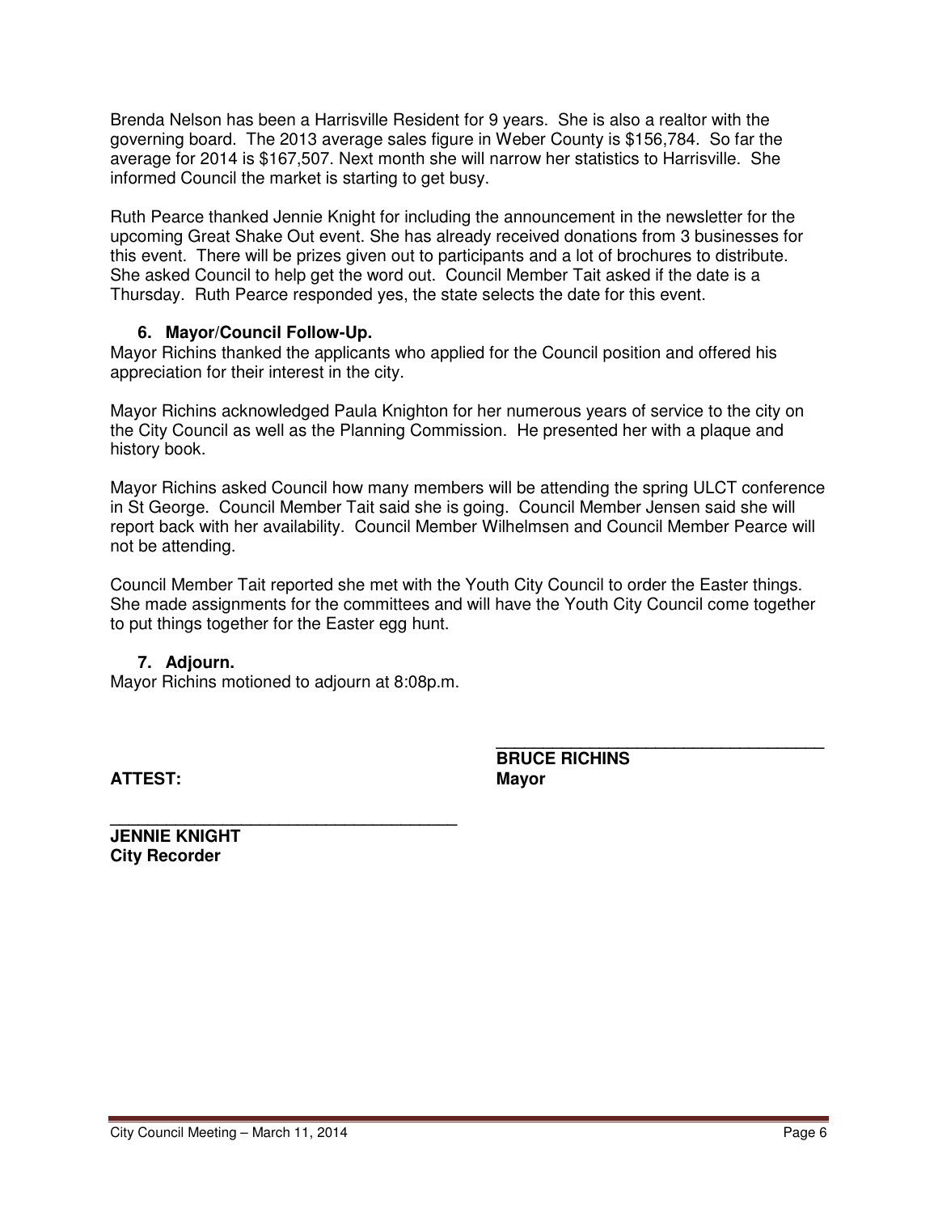Brenda Nelson has been a Harrisville Resident for 9 years. She is also a realtor with the governing board. The 2013 average sales figure in Weber County is $156,784. So far the average for 2014 is $167,507. Next month she will narrow her statistics to Harrisville. She informed Council the market is starting to get busy.

Ruth Pearce thanked Jennie Knight for including the announcement in the newsletter for the upcoming Great Shake Out event. She has already received donations from 3 businesses for this event. There will be prizes given out to participants and a lot of brochures to distribute. She asked Council to help get the word out. Council Member Tait asked if the date is a Thursday. Ruth Pearce responded yes, the state selects the date for this event.

**6. Mayor/Council Follow-Up.**

Mayor Richins thanked the applicants who applied for the Council position and offered his appreciation for their interest in the city.

Mayor Richins acknowledged Paula Knighton for her numerous years of service to the city on the City Council as well as the Planning Commission. He presented her with a plaque and history book.

Mayor Richins asked Council how many members will be attending the spring ULCT conference in St George. Council Member Tait said she is going. Council Member Jensen said she will report back with her availability. Council Member Wilhelmsen and Council Member Pearce will not be attending.

Council Member Tait reported she met with the Youth City Council to order the Easter things. She made assignments for the committees and will have the Youth City Council come together to put things together for the Easter egg hunt.

**7. Adjourn.**

Mayor Richins motioned to adjourn at 8:08p.m.

\_\_\_\_\_\_\_\_\_\_\_\_\_\_\_\_\_\_\_\_\_\_\_\_\_\_\_\_\_\_\_\_\_\_\_\_
**BRUCE RICHINS**
**Mayor**

**ATTEST:**

\_\_\_\_\_\_\_\_\_\_\_\_\_\_\_\_\_\_\_\_\_\_\_\_\_\_\_\_\_\_\_\_\_\_\_\_
**JENNIE KNIGHT**
**City Recorder**